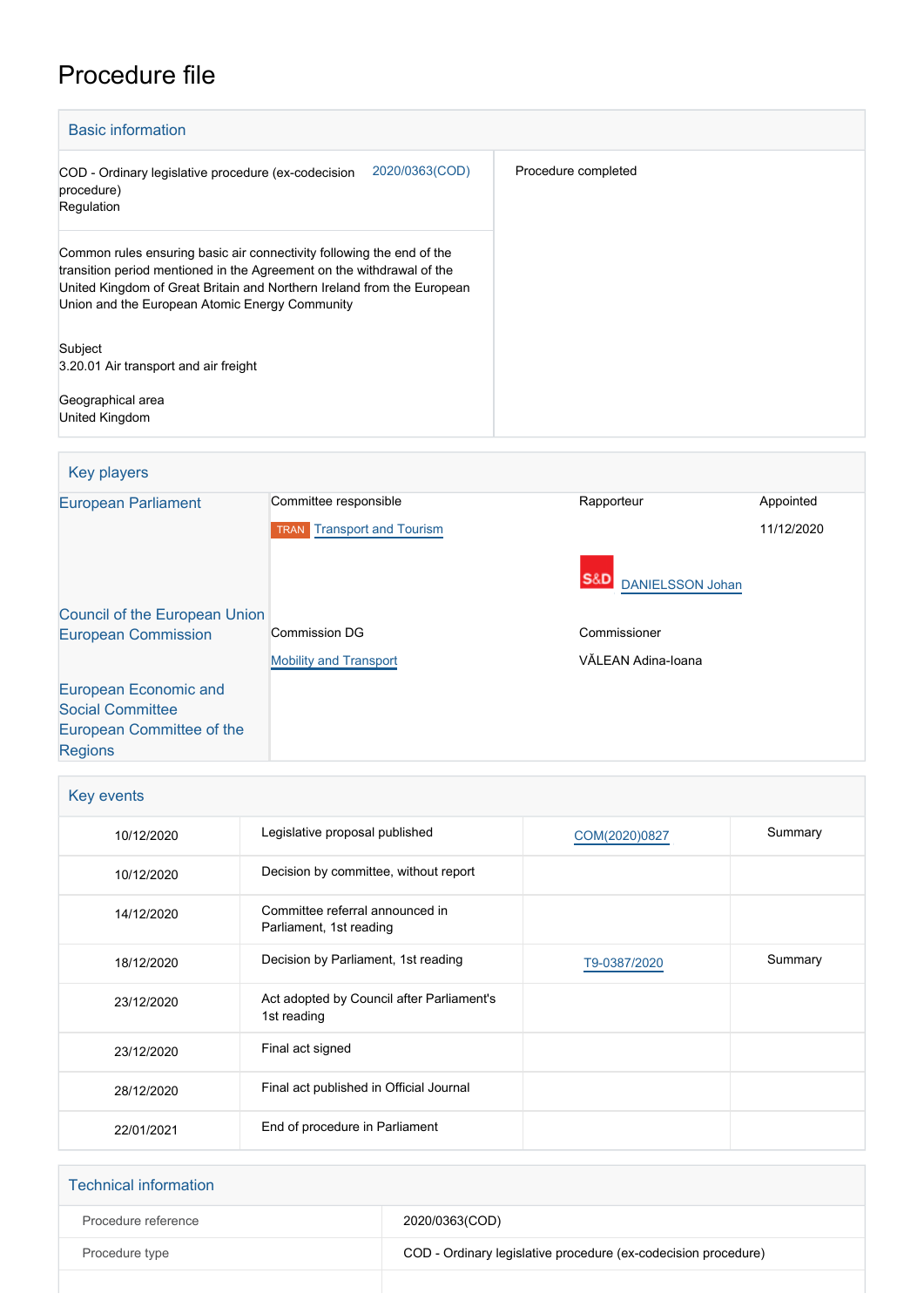# Procedure file

## Basic information

| | | |
|---|---|---|
| COD - Ordinary legislative procedure (ex-codecision procedure)<br>Regulation | 2020/0363(COD) | Procedure completed |
| Common rules ensuring basic air connectivity following the end of the transition period mentioned in the Agreement on the withdrawal of the United Kingdom of Great Britain and Northern Ireland from the European Union and the European Atomic Energy Community<br><br>Subject<br>3.20.01 Air transport and air freight<br><br>Geographical area<br>United Kingdom | | |

## Key players

| | | | |
|---|---|---|---|
| European Parliament | Committee responsible | Rapporteur | Appointed |
| | TRAN Transport and Tourism | | 11/12/2020 |
| | | S&D DANIELSSON Johan | |
| Council of the European Union | | | |
| European Commission | Commission DG | Commissioner | |
| | Mobility and Transport | VĂLEAN Adina-Ioana | |
| European Economic and Social Committee | | | |
| European Committee of the Regions | | | |

## Key events

| | | | |
|---|---|---|---|
| 10/12/2020 | Legislative proposal published | COM(2020)0827 | Summary |
| 10/12/2020 | Decision by committee, without report | | |
| 14/12/2020 | Committee referral announced in Parliament, 1st reading | | |
| 18/12/2020 | Decision by Parliament, 1st reading | T9-0387/2020 | Summary |
| 23/12/2020 | Act adopted by Council after Parliament's 1st reading | | |
| 23/12/2020 | Final act signed | | |
| 28/12/2020 | Final act published in Official Journal | | |
| 22/01/2021 | End of procedure in Parliament | | |

## Technical information

| | |
|---|---|
| Procedure reference | 2020/0363(COD) |
| Procedure type | COD - Ordinary legislative procedure (ex-codecision procedure) |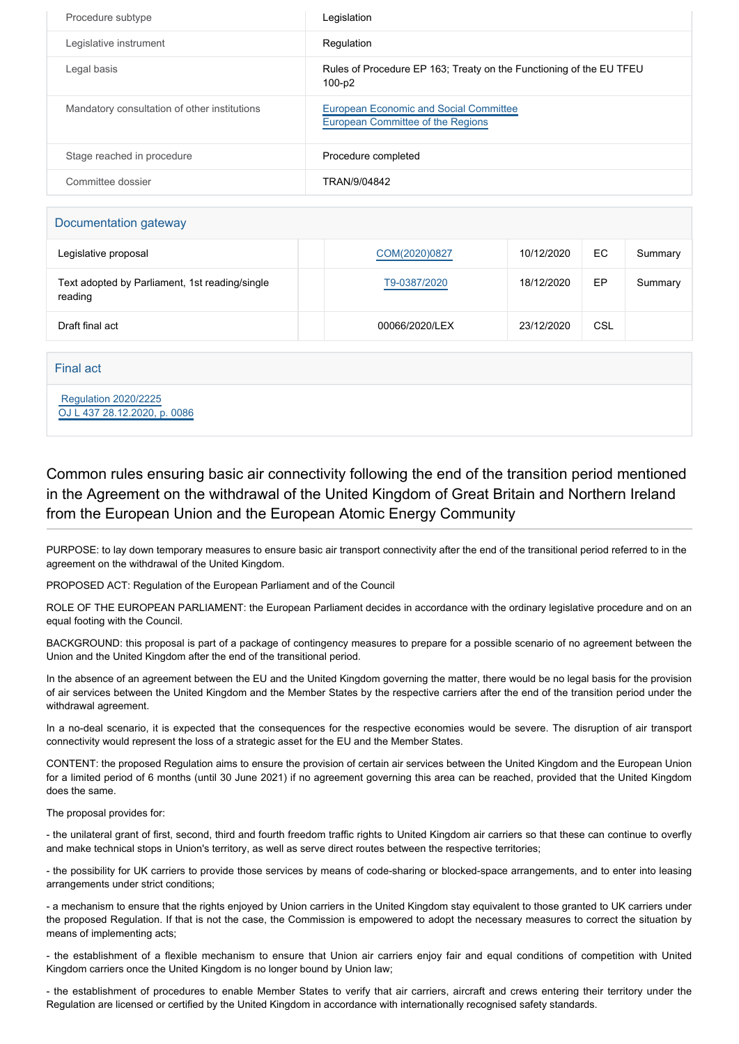| | |
|---|---|
| Procedure subtype | Legislation |
| Legislative instrument | Regulation |
| Legal basis | Rules of Procedure EP 163; Treaty on the Functioning of the EU TFEU 100-p2 |
| Mandatory consultation of other institutions | European Economic and Social Committee<br>European Committee of the Regions |
| Stage reached in procedure | Procedure completed |
| Committee dossier | TRAN/9/04842 |

## Documentation gateway

| | | | | | |
|---|---|---|---|---|---|
| Legislative proposal | | COM(2020)0827 | 10/12/2020 | EC | Summary |
| Text adopted by Parliament, 1st reading/single reading | | T9-0387/2020 | 18/12/2020 | EP | Summary |
| Draft final act | | 00066/2020/LEX | 23/12/2020 | CSL | |

## Final act

Regulation 2020/2225
OJ L 437 28.12.2020, p. 0086

## Common rules ensuring basic air connectivity following the end of the transition period mentioned in the Agreement on the withdrawal of the United Kingdom of Great Britain and Northern Ireland from the European Union and the European Atomic Energy Community

PURPOSE: to lay down temporary measures to ensure basic air transport connectivity after the end of the transitional period referred to in the agreement on the withdrawal of the United Kingdom.

PROPOSED ACT: Regulation of the European Parliament and of the Council

ROLE OF THE EUROPEAN PARLIAMENT: the European Parliament decides in accordance with the ordinary legislative procedure and on an equal footing with the Council.

BACKGROUND: this proposal is part of a package of contingency measures to prepare for a possible scenario of no agreement between the Union and the United Kingdom after the end of the transitional period.

In the absence of an agreement between the EU and the United Kingdom governing the matter, there would be no legal basis for the provision of air services between the United Kingdom and the Member States by the respective carriers after the end of the transition period under the withdrawal agreement.

In a no-deal scenario, it is expected that the consequences for the respective economies would be severe. The disruption of air transport connectivity would represent the loss of a strategic asset for the EU and the Member States.

CONTENT: the proposed Regulation aims to ensure the provision of certain air services between the United Kingdom and the European Union for a limited period of 6 months (until 30 June 2021) if no agreement governing this area can be reached, provided that the United Kingdom does the same.

The proposal provides for:

- the unilateral grant of first, second, third and fourth freedom traffic rights to United Kingdom air carriers so that these can continue to overfly and make technical stops in Union's territory, as well as serve direct routes between the respective territories;

- the possibility for UK carriers to provide those services by means of code-sharing or blocked-space arrangements, and to enter into leasing arrangements under strict conditions;

- a mechanism to ensure that the rights enjoyed by Union carriers in the United Kingdom stay equivalent to those granted to UK carriers under the proposed Regulation. If that is not the case, the Commission is empowered to adopt the necessary measures to correct the situation by means of implementing acts;

- the establishment of a flexible mechanism to ensure that Union air carriers enjoy fair and equal conditions of competition with United Kingdom carriers once the United Kingdom is no longer bound by Union law;

- the establishment of procedures to enable Member States to verify that air carriers, aircraft and crews entering their territory under the Regulation are licensed or certified by the United Kingdom in accordance with internationally recognised safety standards.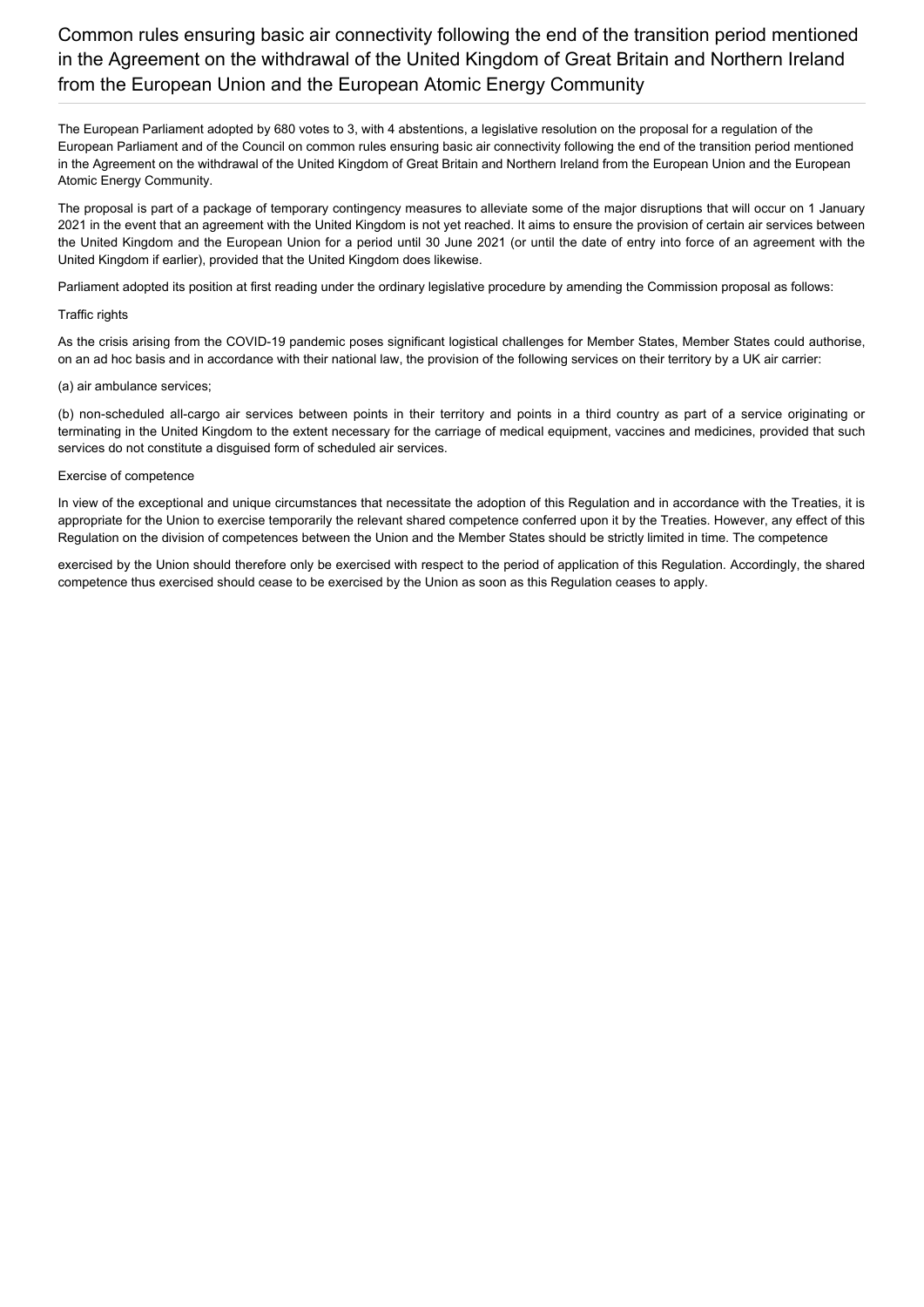# Common rules ensuring basic air connectivity following the end of the transition period mentioned in the Agreement on the withdrawal of the United Kingdom of Great Britain and Northern Ireland from the European Union and the European Atomic Energy Community

The European Parliament adopted by 680 votes to 3, with 4 abstentions, a legislative resolution on the proposal for a regulation of the European Parliament and of the Council on common rules ensuring basic air connectivity following the end of the transition period mentioned in the Agreement on the withdrawal of the United Kingdom of Great Britain and Northern Ireland from the European Union and the European Atomic Energy Community.

The proposal is part of a package of temporary contingency measures to alleviate some of the major disruptions that will occur on 1 January 2021 in the event that an agreement with the United Kingdom is not yet reached. It aims to ensure the provision of certain air services between the United Kingdom and the European Union for a period until 30 June 2021 (or until the date of entry into force of an agreement with the United Kingdom if earlier), provided that the United Kingdom does likewise.

Parliament adopted its position at first reading under the ordinary legislative procedure by amending the Commission proposal as follows:

Traffic rights

As the crisis arising from the COVID-19 pandemic poses significant logistical challenges for Member States, Member States could authorise, on an ad hoc basis and in accordance with their national law, the provision of the following services on their territory by a UK air carrier:

(a) air ambulance services;

(b) non-scheduled all-cargo air services between points in their territory and points in a third country as part of a service originating or terminating in the United Kingdom to the extent necessary for the carriage of medical equipment, vaccines and medicines, provided that such services do not constitute a disguised form of scheduled air services.

Exercise of competence

In view of the exceptional and unique circumstances that necessitate the adoption of this Regulation and in accordance with the Treaties, it is appropriate for the Union to exercise temporarily the relevant shared competence conferred upon it by the Treaties. However, any effect of this Regulation on the division of competences between the Union and the Member States should be strictly limited in time. The competence exercised by the Union should therefore only be exercised with respect to the period of application of this Regulation. Accordingly, the shared competence thus exercised should cease to be exercised by the Union as soon as this Regulation ceases to apply.